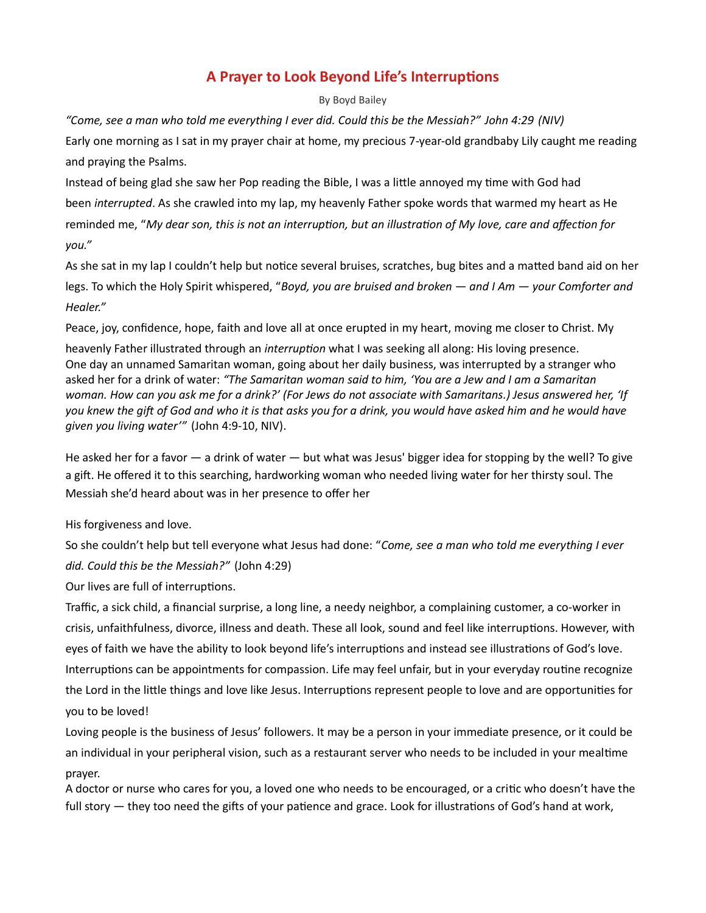# A Prayer to Look Beyond Life's Interruptions

By Boyd Bailey

*"Come, see a man who told me everything I ever did. Could this be the Messiah?" John 4:29 (NIV)*

Early one morning as I sat in my prayer chair at home, my precious 7-year-old grandbaby Lily caught me reading and praying the Psalms.

Instead of being glad she saw her Pop reading the Bible, I was a little annoyed my time with God had been *interrupted*. As she crawled into my lap, my heavenly Father spoke words that warmed my heart as He reminded me, "*My dear son, this is not an interruption, but an illustration of My love, care and affection for you."*

As she sat in my lap I couldn't help but notice several bruises, scratches, bug bites and a matted band aid on her legs. To which the Holy Spirit whispered, "*Boyd, you are bruised and broken — and I Am — your Comforter and Healer."*

Peace, joy, confidence, hope, faith and love all at once erupted in my heart, moving me closer to Christ. My heavenly Father illustrated through an *interruption* what I was seeking all along: His loving presence.

One day an unnamed Samaritan woman, going about her daily business, was interrupted by a stranger who asked her for a drink of water: *"The Samaritan woman said to him, 'You are a Jew and I am a Samaritan woman. How can you ask me for a drink?' (For Jews do not associate with Samaritans.) Jesus answered her, 'If you knew the gift of God and who it is that asks you for a drink, you would have asked him and he would have given you living water'"* (John 4:9-10, NIV).

He asked her for a favor — a drink of water — but what was Jesus' bigger idea for stopping by the well? To give a gift. He offered it to this searching, hardworking woman who needed living water for her thirsty soul. The Messiah she'd heard about was in her presence to offer her

His forgiveness and love.

So she couldn't help but tell everyone what Jesus had done: "*Come, see a man who told me everything I ever did. Could this be the Messiah?"* (John 4:29)

Our lives are full of interruptions.

Traffic, a sick child, a financial surprise, a long line, a needy neighbor, a complaining customer, a co-worker in crisis, unfaithfulness, divorce, illness and death. These all look, sound and feel like interruptions. However, with eyes of faith we have the ability to look beyond life's interruptions and instead see illustrations of God's love.

Interruptions can be appointments for compassion. Life may feel unfair, but in your everyday routine recognize the Lord in the little things and love like Jesus. Interruptions represent people to love and are opportunities for you to be loved!

Loving people is the business of Jesus' followers. It may be a person in your immediate presence, or it could be an individual in your peripheral vision, such as a restaurant server who needs to be included in your mealtime prayer.

A doctor or nurse who cares for you, a loved one who needs to be encouraged, or a critic who doesn't have the full story — they too need the gifts of your patience and grace. Look for illustrations of God's hand at work,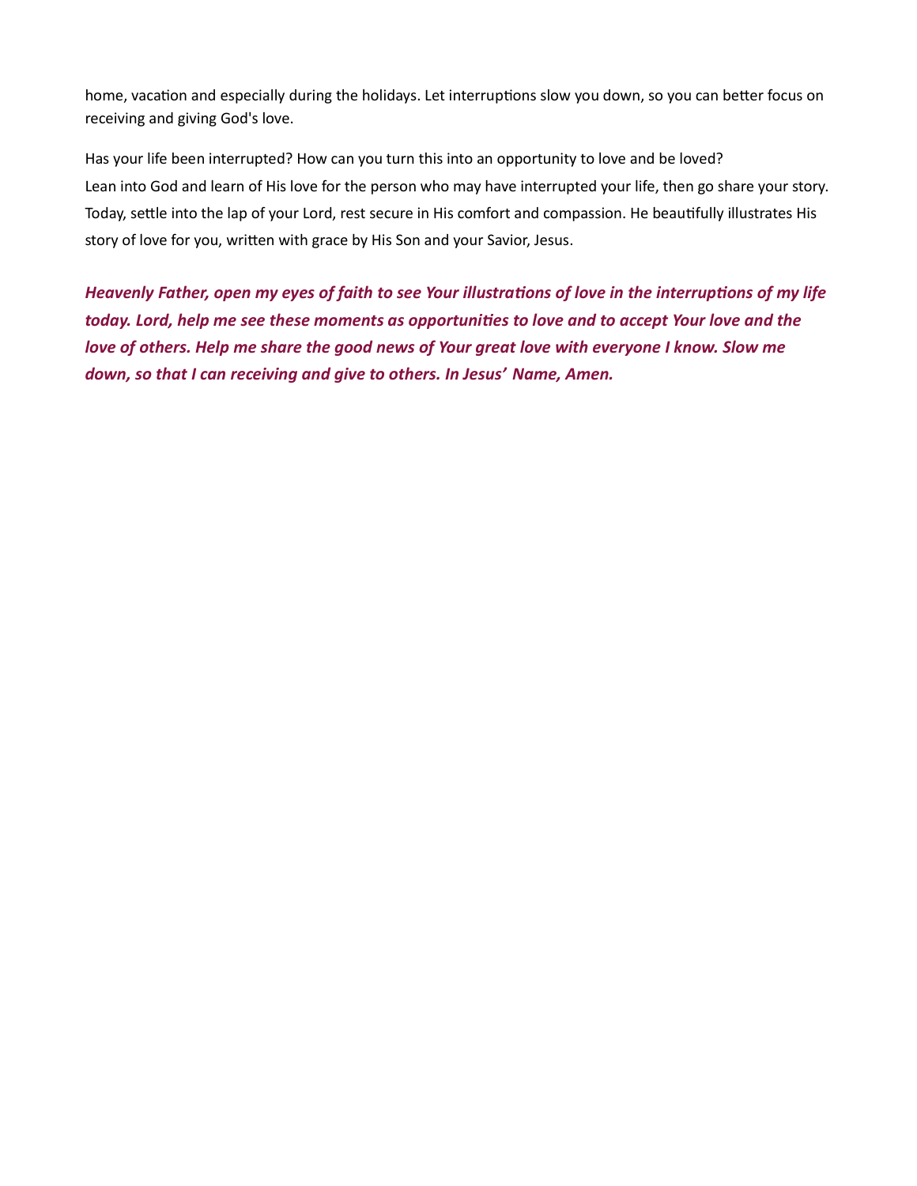home, vacation and especially during the holidays. Let interruptions slow you down, so you can better focus on receiving and giving God's love.

Has your life been interrupted? How can you turn this into an opportunity to love and be loved?
Lean into God and learn of His love for the person who may have interrupted your life, then go share your story. Today, settle into the lap of your Lord, rest secure in His comfort and compassion. He beautifully illustrates His story of love for you, written with grace by His Son and your Savior, Jesus.

***Heavenly Father, open my eyes of faith to see Your illustrations of love in the interruptions of my life today. Lord, help me see these moments as opportunities to love and to accept Your love and the love of others. Help me share the good news of Your great love with everyone I know. Slow me down, so that I can receiving and give to others. In Jesus' Name, Amen.***